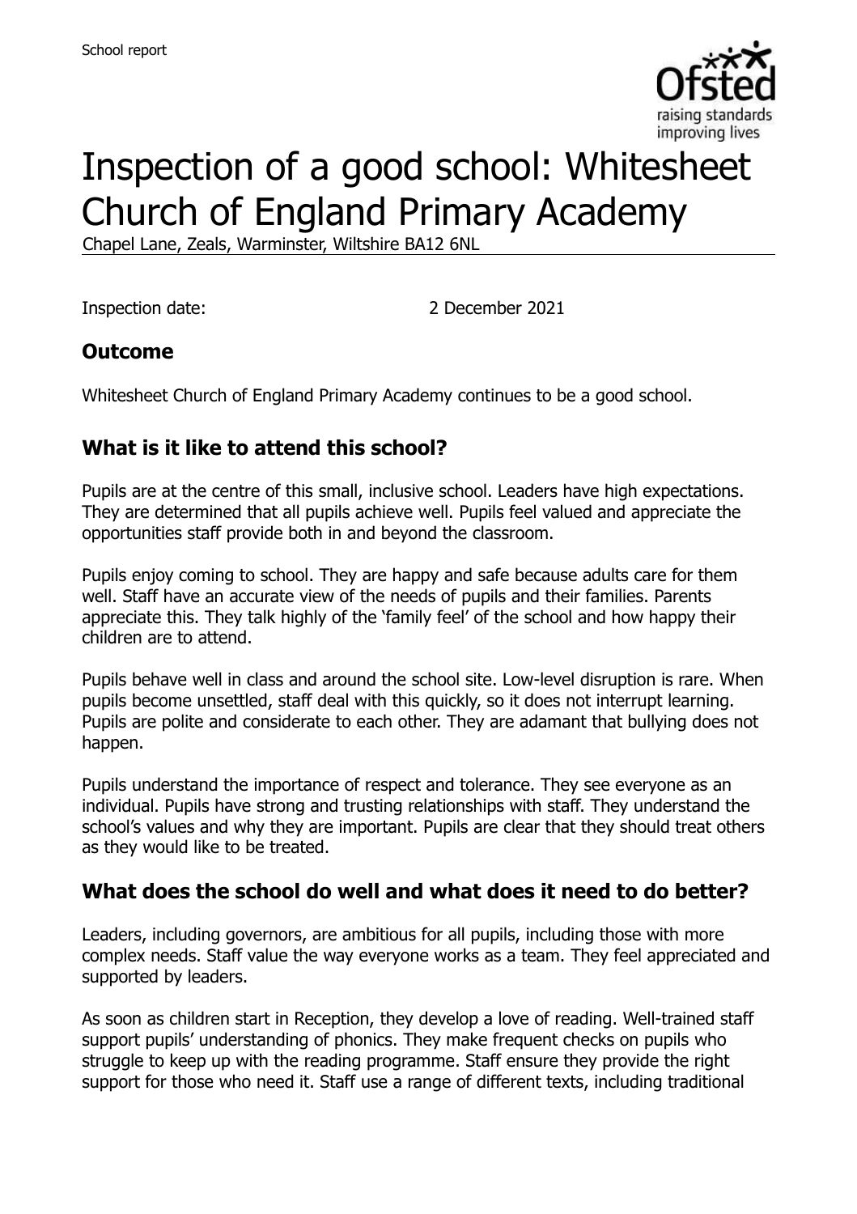# Inspection of a good school: Whitesheet Church of England Primary Academy

Chapel Lane, Zeals, Warminster, Wiltshire BA12 6NL

Inspection date: 2 December 2021

## Outcome

Whitesheet Church of England Primary Academy continues to be a good school.

## What is it like to attend this school?

Pupils are at the centre of this small, inclusive school. Leaders have high expectations. They are determined that all pupils achieve well. Pupils feel valued and appreciate the opportunities staff provide both in and beyond the classroom.

Pupils enjoy coming to school. They are happy and safe because adults care for them well. Staff have an accurate view of the needs of pupils and their families. Parents appreciate this. They talk highly of the 'family feel' of the school and how happy their children are to attend.

Pupils behave well in class and around the school site. Low-level disruption is rare. When pupils become unsettled, staff deal with this quickly, so it does not interrupt learning. Pupils are polite and considerate to each other. They are adamant that bullying does not happen.

Pupils understand the importance of respect and tolerance. They see everyone as an individual. Pupils have strong and trusting relationships with staff. They understand the school's values and why they are important. Pupils are clear that they should treat others as they would like to be treated.

## What does the school do well and what does it need to do better?

Leaders, including governors, are ambitious for all pupils, including those with more complex needs. Staff value the way everyone works as a team. They feel appreciated and supported by leaders.

As soon as children start in Reception, they develop a love of reading. Well-trained staff support pupils' understanding of phonics. They make frequent checks on pupils who struggle to keep up with the reading programme. Staff ensure they provide the right support for those who need it. Staff use a range of different texts, including traditional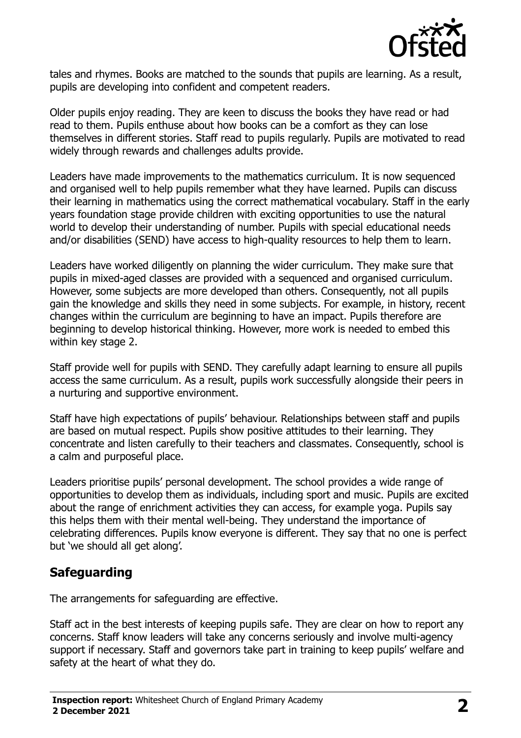tales and rhymes. Books are matched to the sounds that pupils are learning. As a result, pupils are developing into confident and competent readers.

Older pupils enjoy reading. They are keen to discuss the books they have read or had read to them. Pupils enthuse about how books can be a comfort as they can lose themselves in different stories. Staff read to pupils regularly. Pupils are motivated to read widely through rewards and challenges adults provide.

Leaders have made improvements to the mathematics curriculum. It is now sequenced and organised well to help pupils remember what they have learned. Pupils can discuss their learning in mathematics using the correct mathematical vocabulary. Staff in the early years foundation stage provide children with exciting opportunities to use the natural world to develop their understanding of number. Pupils with special educational needs and/or disabilities (SEND) have access to high-quality resources to help them to learn.

Leaders have worked diligently on planning the wider curriculum. They make sure that pupils in mixed-aged classes are provided with a sequenced and organised curriculum. However, some subjects are more developed than others. Consequently, not all pupils gain the knowledge and skills they need in some subjects. For example, in history, recent changes within the curriculum are beginning to have an impact. Pupils therefore are beginning to develop historical thinking. However, more work is needed to embed this within key stage 2.

Staff provide well for pupils with SEND. They carefully adapt learning to ensure all pupils access the same curriculum. As a result, pupils work successfully alongside their peers in a nurturing and supportive environment.

Staff have high expectations of pupils' behaviour. Relationships between staff and pupils are based on mutual respect. Pupils show positive attitudes to their learning. They concentrate and listen carefully to their teachers and classmates. Consequently, school is a calm and purposeful place.

Leaders prioritise pupils' personal development. The school provides a wide range of opportunities to develop them as individuals, including sport and music. Pupils are excited about the range of enrichment activities they can access, for example yoga. Pupils say this helps them with their mental well-being. They understand the importance of celebrating differences. Pupils know everyone is different. They say that no one is perfect but 'we should all get along'.

## Safeguarding

The arrangements for safeguarding are effective.

Staff act in the best interests of keeping pupils safe. They are clear on how to report any concerns. Staff know leaders will take any concerns seriously and involve multi-agency support if necessary. Staff and governors take part in training to keep pupils' welfare and safety at the heart of what they do.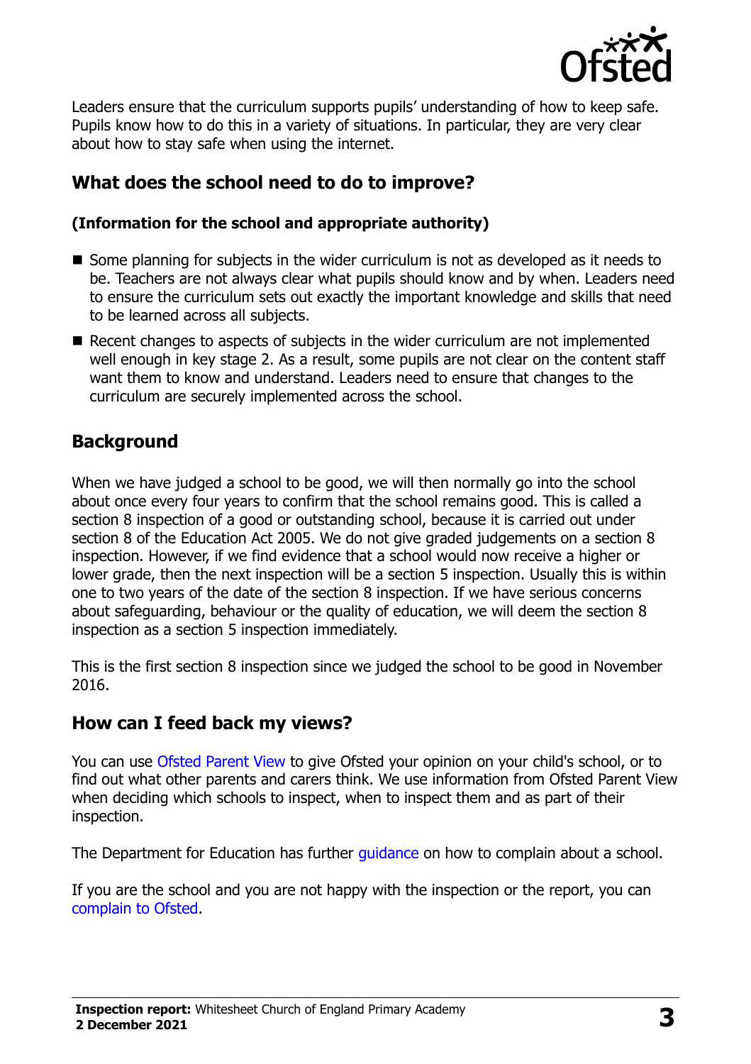Leaders ensure that the curriculum supports pupils' understanding of how to keep safe. Pupils know how to do this in a variety of situations. In particular, they are very clear about how to stay safe when using the internet.

## What does the school need to do to improve?

### (Information for the school and appropriate authority)

- Some planning for subjects in the wider curriculum is not as developed as it needs to be. Teachers are not always clear what pupils should know and by when. Leaders need to ensure the curriculum sets out exactly the important knowledge and skills that need to be learned across all subjects.
- Recent changes to aspects of subjects in the wider curriculum are not implemented well enough in key stage 2. As a result, some pupils are not clear on the content staff want them to know and understand. Leaders need to ensure that changes to the curriculum are securely implemented across the school.

## Background

When we have judged a school to be good, we will then normally go into the school about once every four years to confirm that the school remains good. This is called a section 8 inspection of a good or outstanding school, because it is carried out under section 8 of the Education Act 2005. We do not give graded judgements on a section 8 inspection. However, if we find evidence that a school would now receive a higher or lower grade, then the next inspection will be a section 5 inspection. Usually this is within one to two years of the date of the section 8 inspection. If we have serious concerns about safeguarding, behaviour or the quality of education, we will deem the section 8 inspection as a section 5 inspection immediately.

This is the first section 8 inspection since we judged the school to be good in November 2016.

## How can I feed back my views?

You can use Ofsted Parent View to give Ofsted your opinion on your child's school, or to find out what other parents and carers think. We use information from Ofsted Parent View when deciding which schools to inspect, when to inspect them and as part of their inspection.

The Department for Education has further guidance on how to complain about a school.

If you are the school and you are not happy with the inspection or the report, you can complain to Ofsted.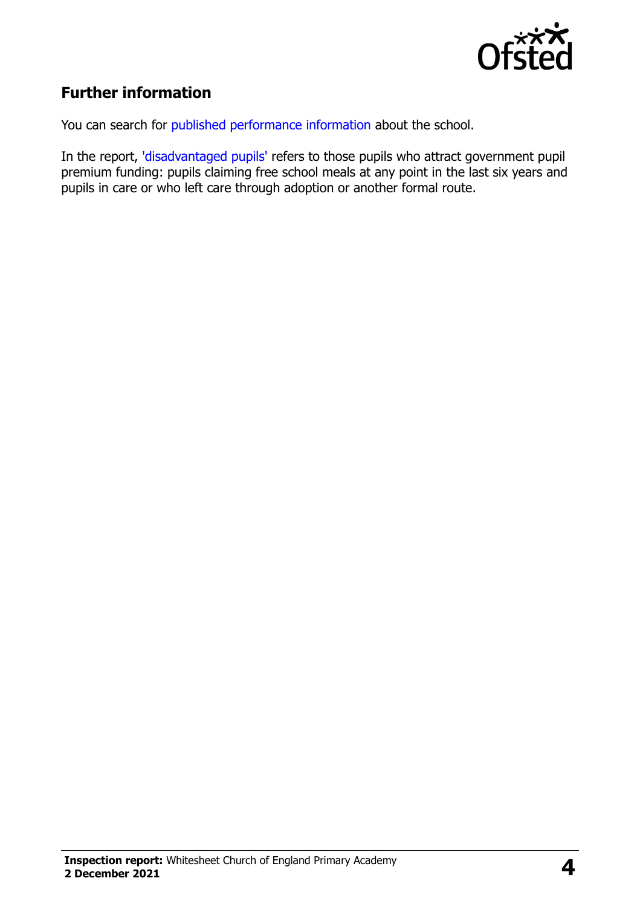## Further information

You can search for published performance information about the school.

In the report, 'disadvantaged pupils' refers to those pupils who attract government pupil premium funding: pupils claiming free school meals at any point in the last six years and pupils in care or who left care through adoption or another formal route.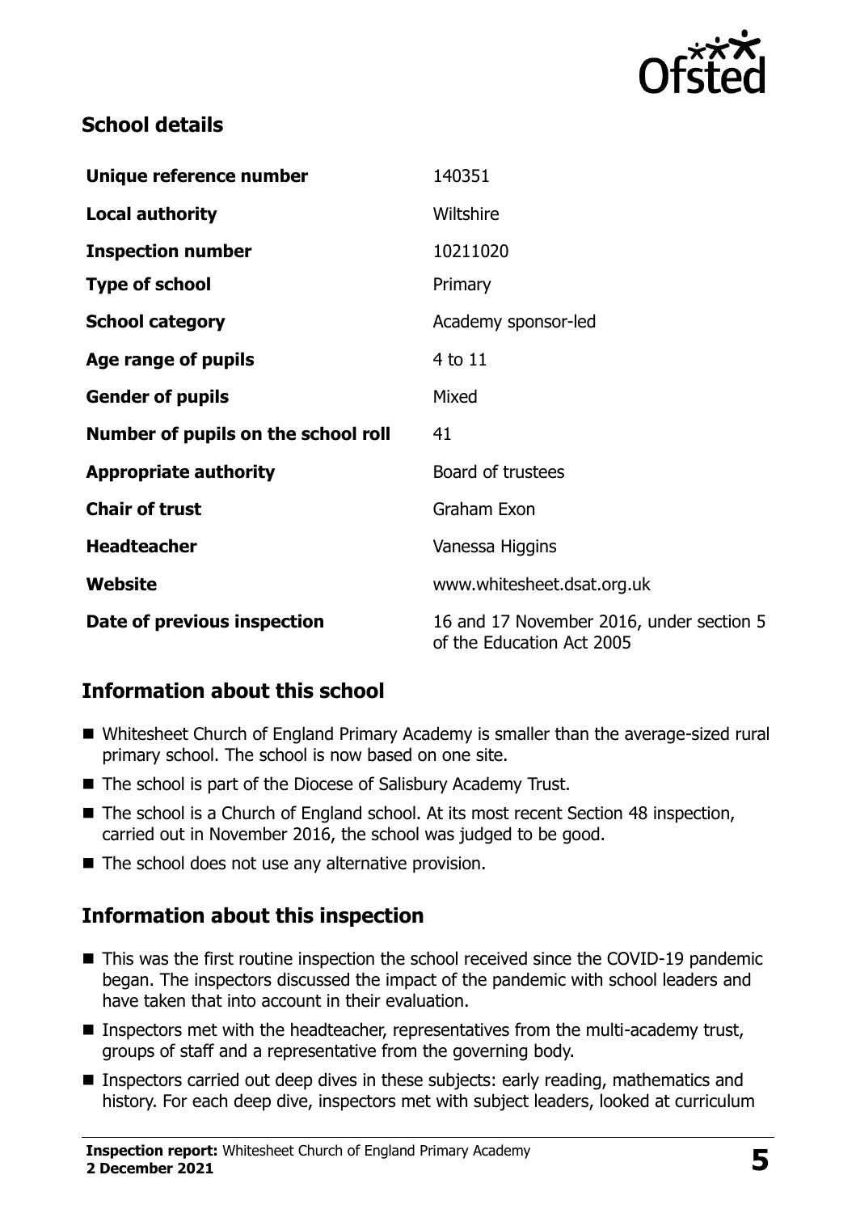## School details

| | |
|---|---|
| **Unique reference number** | 140351 |
| **Local authority** | Wiltshire |
| **Inspection number** | 10211020 |
| **Type of school** | Primary |
| **School category** | Academy sponsor-led |
| **Age range of pupils** | 4 to 11 |
| **Gender of pupils** | Mixed |
| **Number of pupils on the school roll** | 41 |
| **Appropriate authority** | Board of trustees |
| **Chair of trust** | Graham Exon |
| **Headteacher** | Vanessa Higgins |
| **Website** | www.whitesheet.dsat.org.uk |
| **Date of previous inspection** | 16 and 17 November 2016, under section 5 of the Education Act 2005 |

## Information about this school

- Whitesheet Church of England Primary Academy is smaller than the average-sized rural primary school. The school is now based on one site.
- The school is part of the Diocese of Salisbury Academy Trust.
- The school is a Church of England school. At its most recent Section 48 inspection, carried out in November 2016, the school was judged to be good.
- The school does not use any alternative provision.

## Information about this inspection

- This was the first routine inspection the school received since the COVID-19 pandemic began. The inspectors discussed the impact of the pandemic with school leaders and have taken that into account in their evaluation.
- Inspectors met with the headteacher, representatives from the multi-academy trust, groups of staff and a representative from the governing body.
- Inspectors carried out deep dives in these subjects: early reading, mathematics and history. For each deep dive, inspectors met with subject leaders, looked at curriculum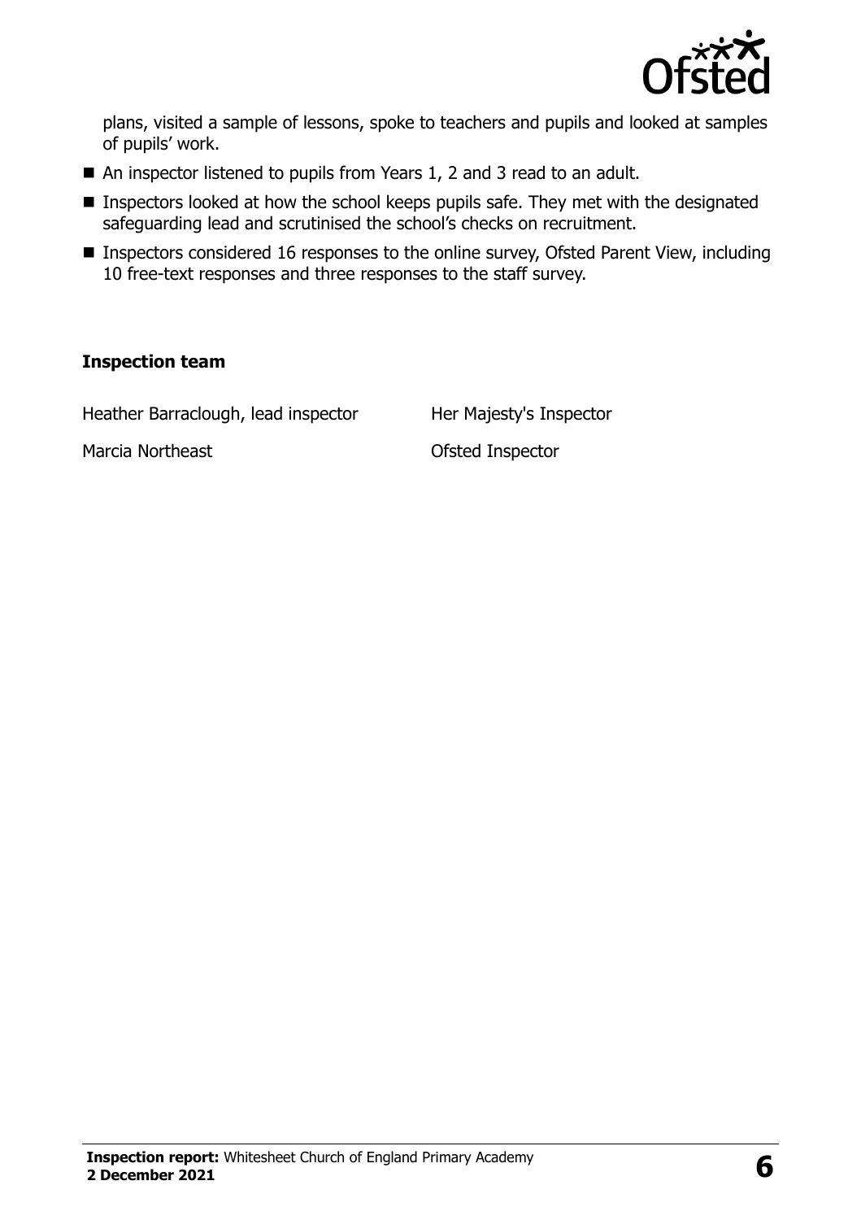plans, visited a sample of lessons, spoke to teachers and pupils and looked at samples of pupils' work.

- An inspector listened to pupils from Years 1, 2 and 3 read to an adult.
- Inspectors looked at how the school keeps pupils safe. They met with the designated safeguarding lead and scrutinised the school's checks on recruitment.
- Inspectors considered 16 responses to the online survey, Ofsted Parent View, including 10 free-text responses and three responses to the staff survey.

### Inspection team

| | |
|---|---|
| Heather Barraclough, lead inspector | Her Majesty's Inspector |
| Marcia Northeast | Ofsted Inspector |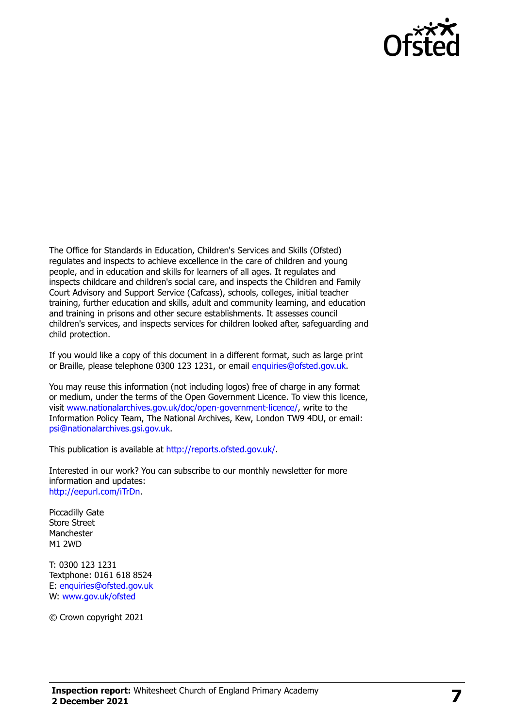The Office for Standards in Education, Children's Services and Skills (Ofsted) regulates and inspects to achieve excellence in the care of children and young people, and in education and skills for learners of all ages. It regulates and inspects childcare and children's social care, and inspects the Children and Family Court Advisory and Support Service (Cafcass), schools, colleges, initial teacher training, further education and skills, adult and community learning, and education and training in prisons and other secure establishments. It assesses council children's services, and inspects services for children looked after, safeguarding and child protection.

If you would like a copy of this document in a different format, such as large print or Braille, please telephone 0300 123 1231, or email enquiries@ofsted.gov.uk.

You may reuse this information (not including logos) free of charge in any format or medium, under the terms of the Open Government Licence. To view this licence, visit www.nationalarchives.gov.uk/doc/open-government-licence/, write to the Information Policy Team, The National Archives, Kew, London TW9 4DU, or email: psi@nationalarchives.gsi.gov.uk.

This publication is available at http://reports.ofsted.gov.uk/.

Interested in our work? You can subscribe to our monthly newsletter for more information and updates: http://eepurl.com/iTrDn.

Piccadilly Gate
Store Street
Manchester
M1 2WD

T: 0300 123 1231
Textphone: 0161 618 8524
E: enquiries@ofsted.gov.uk
W: www.gov.uk/ofsted

© Crown copyright 2021